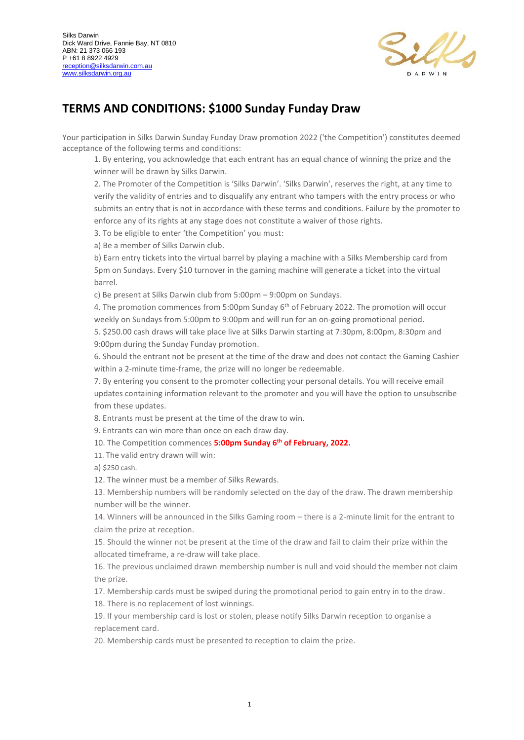Silks Darwin
Dick Ward Drive, Fannie Bay, NT 0810
ABN: 21 373 066 193
P +61 8 8922 4929
reception@silksdarwin.com.au
www.silksdarwin.org.au

# TERMS AND CONDITIONS: $1000 Sunday Funday Draw

Your participation in Silks Darwin Sunday Funday Draw promotion 2022 ('the Competition') constitutes deemed acceptance of the following terms and conditions:

1. By entering, you acknowledge that each entrant has an equal chance of winning the prize and the winner will be drawn by Silks Darwin.
2. The Promoter of the Competition is 'Silks Darwin'. 'Silks Darwin', reserves the right, at any time to verify the validity of entries and to disqualify any entrant who tampers with the entry process or who submits an entry that is not in accordance with these terms and conditions. Failure by the promoter to enforce any of its rights at any stage does not constitute a waiver of those rights.
3. To be eligible to enter 'the Competition' you must:
   a) Be a member of Silks Darwin club.
   b) Earn entry tickets into the virtual barrel by playing a machine with a Silks Membership card from 5pm on Sundays. Every $10 turnover in the gaming machine will generate a ticket into the virtual barrel.
   c) Be present at Silks Darwin club from 5:00pm – 9:00pm on Sundays.
4. The promotion commences from 5:00pm Sunday 6th of February 2022. The promotion will occur weekly on Sundays from 5:00pm to 9:00pm and will run for an on-going promotional period.
5. $250.00 cash draws will take place live at Silks Darwin starting at 7:30pm, 8:00pm, 8:30pm and 9:00pm during the Sunday Funday promotion.
6. Should the entrant not be present at the time of the draw and does not contact the Gaming Cashier within a 2-minute time-frame, the prize will no longer be redeemable.
7. By entering you consent to the promoter collecting your personal details. You will receive email updates containing information relevant to the promoter and you will have the option to unsubscribe from these updates.
8. Entrants must be present at the time of the draw to win.
9. Entrants can win more than once on each draw day.
10. The Competition commences **5:00pm Sunday 6th of February, 2022.**
11. The valid entry drawn will win:
    a) $250 cash.
12. The winner must be a member of Silks Rewards.
13. Membership numbers will be randomly selected on the day of the draw. The drawn membership number will be the winner.
14. Winners will be announced in the Silks Gaming room – there is a 2-minute limit for the entrant to claim the prize at reception.
15. Should the winner not be present at the time of the draw and fail to claim their prize within the allocated timeframe, a re-draw will take place.
16. The previous unclaimed drawn membership number is null and void should the member not claim the prize.
17. Membership cards must be swiped during the promotional period to gain entry in to the draw.
18. There is no replacement of lost winnings.
19. If your membership card is lost or stolen, please notify Silks Darwin reception to organise a replacement card.
20. Membership cards must be presented to reception to claim the prize.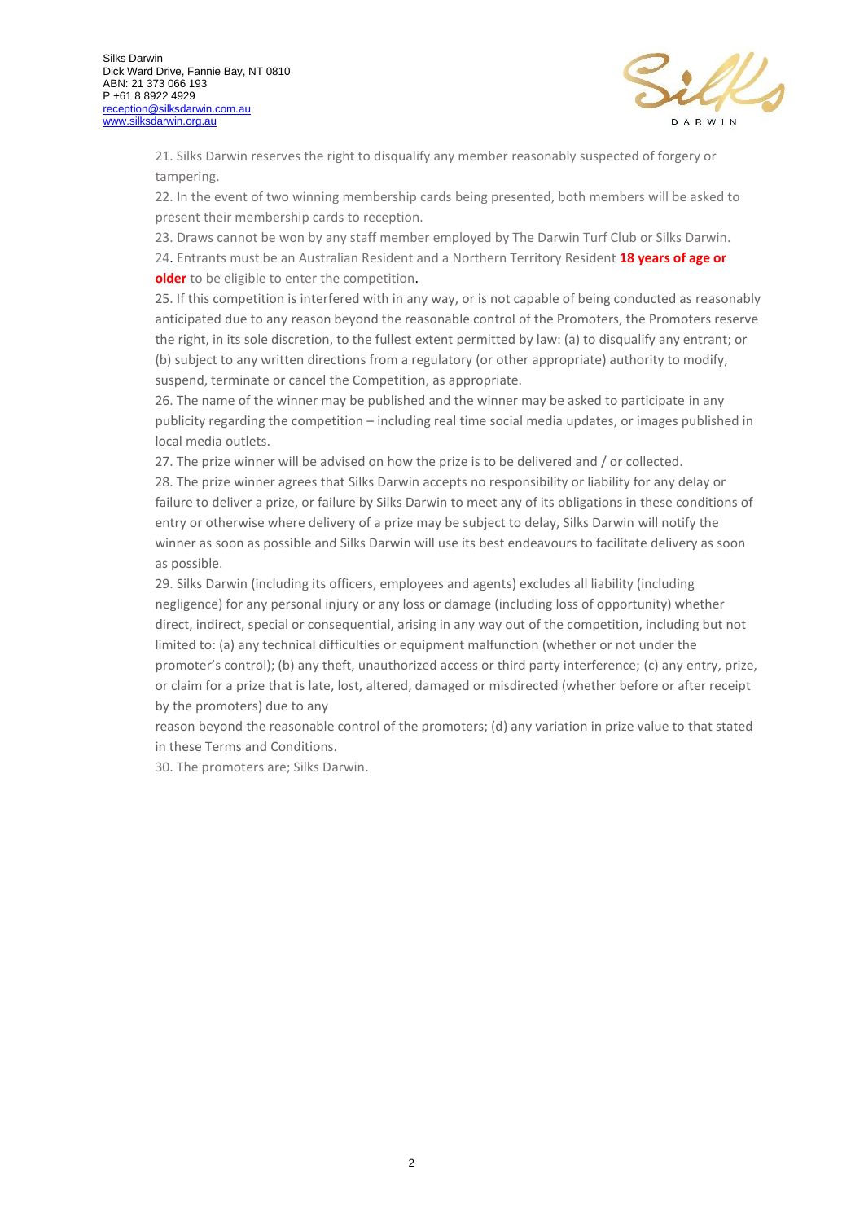21. Silks Darwin reserves the right to disqualify any member reasonably suspected of forgery or tampering.

22. In the event of two winning membership cards being presented, both members will be asked to present their membership cards to reception.

23. Draws cannot be won by any staff member employed by The Darwin Turf Club or Silks Darwin.

24. Entrants must be an Australian Resident and a Northern Territory Resident **18 years of age or older** to be eligible to enter the competition.

25. If this competition is interfered with in any way, or is not capable of being conducted as reasonably anticipated due to any reason beyond the reasonable control of the Promoters, the Promoters reserve the right, in its sole discretion, to the fullest extent permitted by law: (a) to disqualify any entrant; or (b) subject to any written directions from a regulatory (or other appropriate) authority to modify, suspend, terminate or cancel the Competition, as appropriate.

26. The name of the winner may be published and the winner may be asked to participate in any publicity regarding the competition – including real time social media updates, or images published in local media outlets.

27. The prize winner will be advised on how the prize is to be delivered and / or collected.

28. The prize winner agrees that Silks Darwin accepts no responsibility or liability for any delay or failure to deliver a prize, or failure by Silks Darwin to meet any of its obligations in these conditions of entry or otherwise where delivery of a prize may be subject to delay, Silks Darwin will notify the winner as soon as possible and Silks Darwin will use its best endeavours to facilitate delivery as soon as possible.

29. Silks Darwin (including its officers, employees and agents) excludes all liability (including negligence) for any personal injury or any loss or damage (including loss of opportunity) whether direct, indirect, special or consequential, arising in any way out of the competition, including but not limited to: (a) any technical difficulties or equipment malfunction (whether or not under the promoter's control); (b) any theft, unauthorized access or third party interference; (c) any entry, prize, or claim for a prize that is late, lost, altered, damaged or misdirected (whether before or after receipt by the promoters) due to any reason beyond the reasonable control of the promoters; (d) any variation in prize value to that stated in these Terms and Conditions.

30. The promoters are; Silks Darwin.